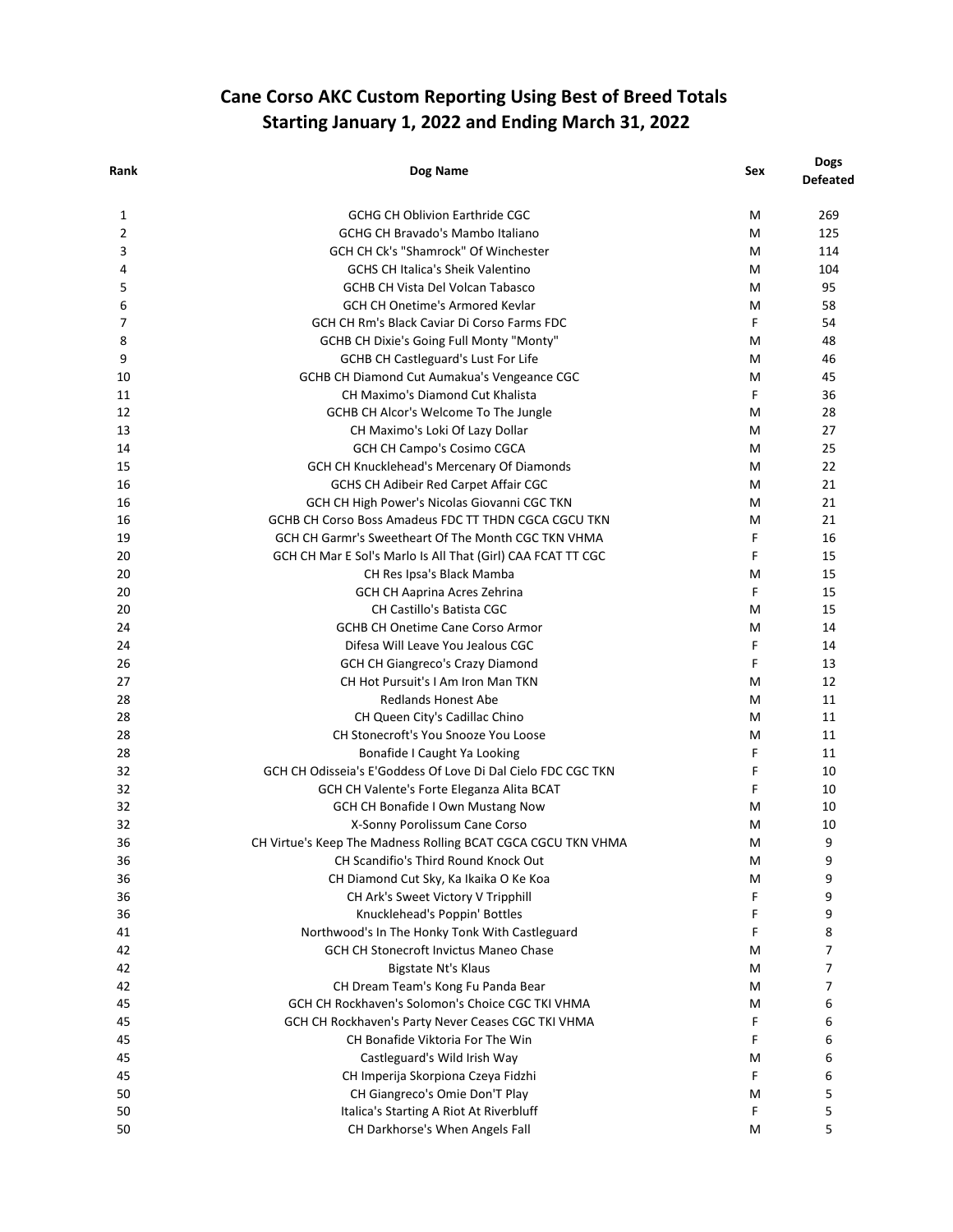# Cane Corso AKC Custom Reporting Using Best of Breed Totals
## Starting January 1, 2022 and Ending March 31, 2022

| Rank | Dog Name | Sex | Dogs Defeated |
|---|---|---|---|
| 1 | GCHG CH Oblivion Earthride CGC | M | 269 |
| 2 | GCHG CH Bravado's Mambo Italiano | M | 125 |
| 3 | GCH CH Ck's "Shamrock" Of Winchester | M | 114 |
| 4 | GCHS CH Italica's Sheik Valentino | M | 104 |
| 5 | GCHB CH Vista Del Volcan Tabasco | M | 95 |
| 6 | GCH CH Onetime's Armored Kevlar | M | 58 |
| 7 | GCH CH Rm's Black Caviar Di Corso Farms FDC | F | 54 |
| 8 | GCHB CH Dixie's Going Full Monty "Monty" | M | 48 |
| 9 | GCHB CH Castleguard's Lust For Life | M | 46 |
| 10 | GCHB CH Diamond Cut Aumakua's Vengeance CGC | M | 45 |
| 11 | CH Maximo's Diamond Cut Khalista | F | 36 |
| 12 | GCHB CH Alcor's Welcome To The Jungle | M | 28 |
| 13 | CH Maximo's Loki Of Lazy Dollar | M | 27 |
| 14 | GCH CH Campo's Cosimo CGCA | M | 25 |
| 15 | GCH CH Knucklehead's Mercenary Of Diamonds | M | 22 |
| 16 | GCHS CH Adibeir Red Carpet Affair CGC | M | 21 |
| 16 | GCH CH High Power's Nicolas Giovanni CGC TKN | M | 21 |
| 16 | GCHB CH Corso Boss Amadeus FDC TT THDN CGCA CGCU TKN | M | 21 |
| 19 | GCH CH Garmr's Sweetheart Of The Month CGC TKN VHMA | F | 16 |
| 20 | GCH CH Mar E Sol's Marlo Is All That (Girl) CAA FCAT TT CGC | F | 15 |
| 20 | CH Res Ipsa's Black Mamba | M | 15 |
| 20 | GCH CH Aaprina Acres Zehrina | F | 15 |
| 20 | CH Castillo's Batista CGC | M | 15 |
| 24 | GCHB CH Onetime Cane Corso Armor | M | 14 |
| 24 | Difesa Will Leave You Jealous CGC | F | 14 |
| 26 | GCH CH Giangreco's Crazy Diamond | F | 13 |
| 27 | CH Hot Pursuit's I Am Iron Man TKN | M | 12 |
| 28 | Redlands Honest Abe | M | 11 |
| 28 | CH Queen City's Cadillac Chino | M | 11 |
| 28 | CH Stonecroft's You Snooze You Loose | M | 11 |
| 28 | Bonafide I Caught Ya Looking | F | 11 |
| 32 | GCH CH Odisseia's E'Goddess Of Love Di Dal Cielo FDC CGC TKN | F | 10 |
| 32 | GCH CH Valente's Forte Eleganza Alita BCAT | F | 10 |
| 32 | GCH CH Bonafide I Own Mustang Now | M | 10 |
| 32 | X-Sonny Porolissum Cane Corso | M | 10 |
| 36 | CH Virtue's Keep The Madness Rolling BCAT CGCA CGCU TKN VHMA | M | 9 |
| 36 | CH Scandifio's Third Round Knock Out | M | 9 |
| 36 | CH Diamond Cut Sky, Ka Ikaika O Ke Koa | M | 9 |
| 36 | CH Ark's Sweet Victory V Tripphill | F | 9 |
| 36 | Knucklehead's Poppin' Bottles | F | 9 |
| 41 | Northwood's In The Honky Tonk With Castleguard | F | 8 |
| 42 | GCH CH Stonecroft Invictus Maneo Chase | M | 7 |
| 42 | Bigstate Nt's Klaus | M | 7 |
| 42 | CH Dream Team's Kong Fu Panda Bear | M | 7 |
| 45 | GCH CH Rockhaven's Solomon's Choice CGC TKI VHMA | M | 6 |
| 45 | GCH CH Rockhaven's Party Never Ceases CGC TKI VHMA | F | 6 |
| 45 | CH Bonafide Viktoria For The Win | F | 6 |
| 45 | Castleguard's Wild Irish Way | M | 6 |
| 45 | CH Imperija Skorpiona Czeya Fidzhi | F | 6 |
| 50 | CH Giangreco's Omie Don'T Play | M | 5 |
| 50 | Italica's Starting A Riot At Riverbluff | F | 5 |
| 50 | CH Darkhorse's When Angels Fall | M | 5 |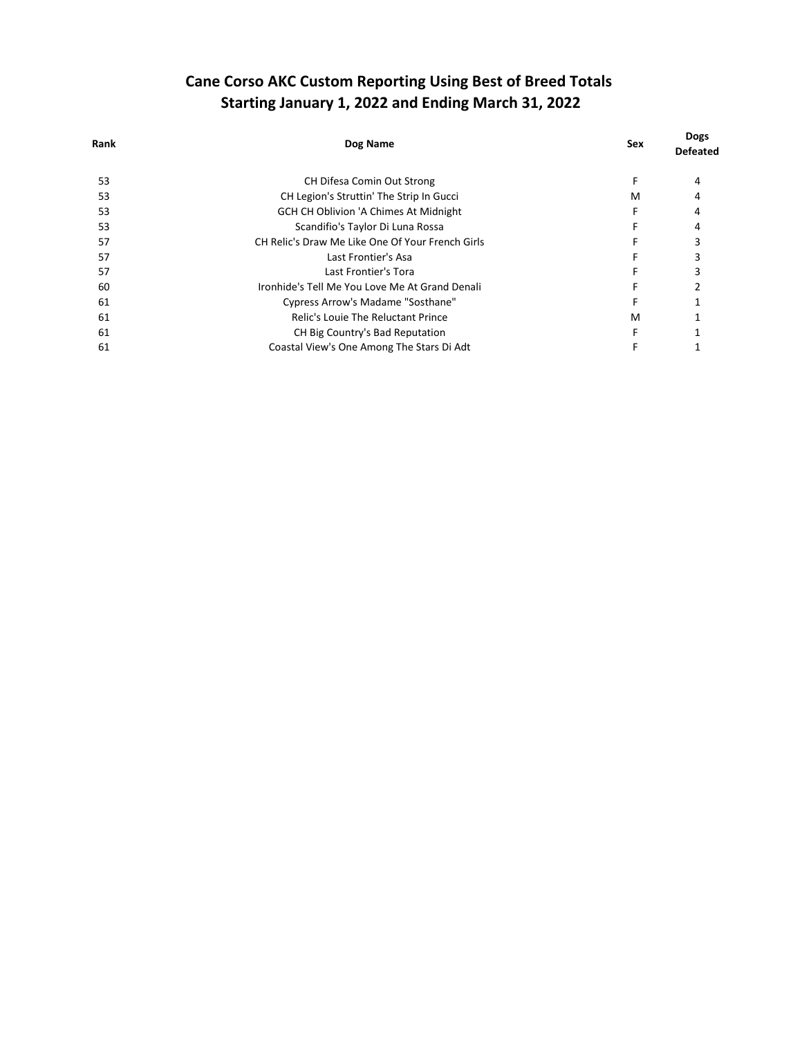# Cane Corso AKC Custom Reporting Using Best of Breed Totals
# Starting January 1, 2022 and Ending March 31, 2022

| Rank | Dog Name | Sex | Dogs Defeated |
|---|---|---|---|
| 53 | CH Difesa Comin Out Strong | F | 4 |
| 53 | CH Legion's Struttin' The Strip In Gucci | M | 4 |
| 53 | GCH CH Oblivion 'A Chimes At Midnight | F | 4 |
| 53 | Scandifio's Taylor Di Luna Rossa | F | 4 |
| 57 | CH Relic's Draw Me Like One Of Your French Girls | F | 3 |
| 57 | Last Frontier's Asa | F | 3 |
| 57 | Last Frontier's Tora | F | 3 |
| 60 | Ironhide's Tell Me You Love Me At Grand Denali | F | 2 |
| 61 | Cypress Arrow's Madame "Sosthane" | F | 1 |
| 61 | Relic's Louie The Reluctant Prince | M | 1 |
| 61 | CH Big Country's Bad Reputation | F | 1 |
| 61 | Coastal View's One Among The Stars Di Adt | F | 1 |